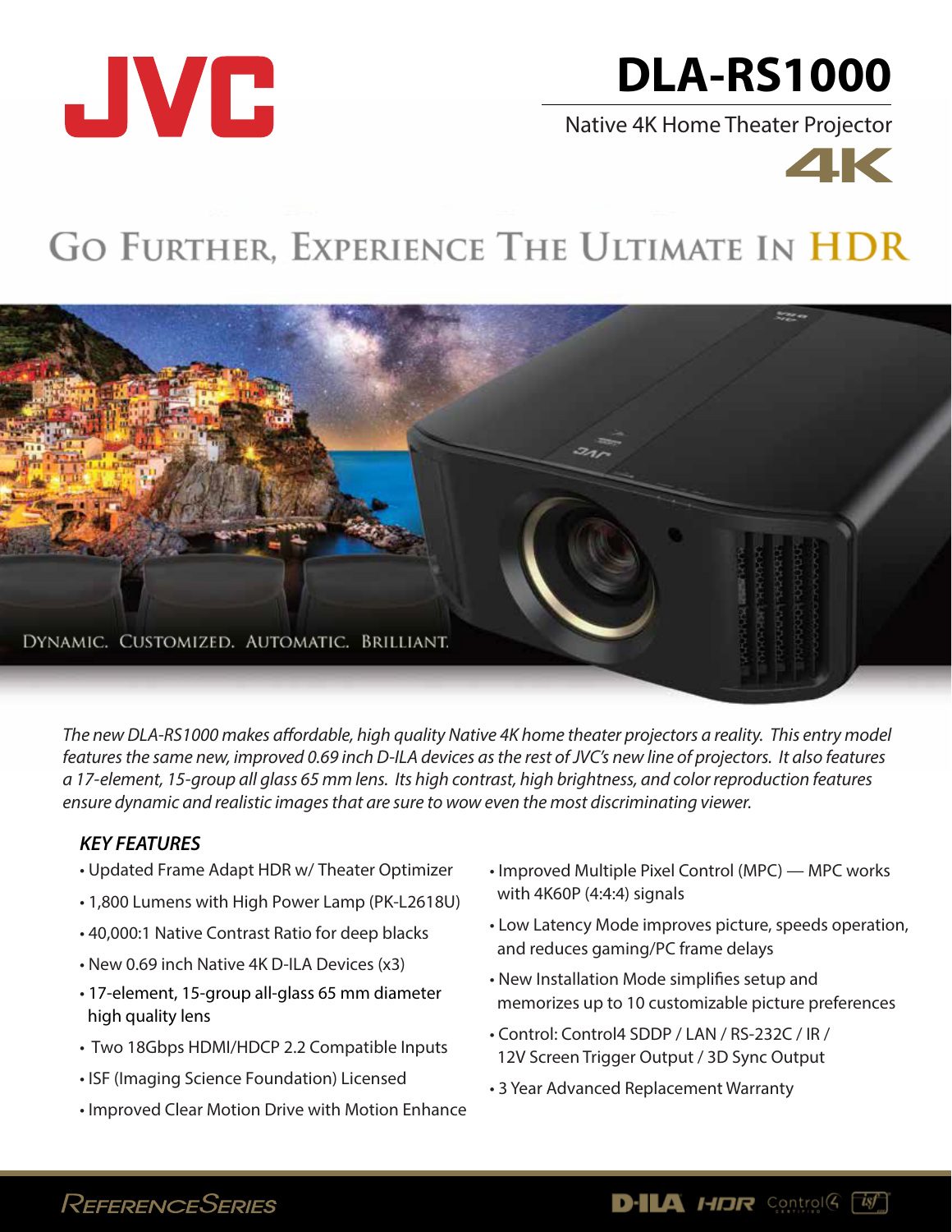# JVC

# DLA-RS1000

Native 4K Home Theater Projector

4K

## Go Further, Experience The Ultimate In HDR

Dynamic. Customized. Automatic. Brilliant.

*The new DLA-RS1000 makes affordable, high quality Native 4K home theater projectors a reality. This entry model features the same new, improved 0.69 inch D-ILA devices as the rest of JVC's new line of projectors. It also features a 17-element, 15-group all glass 65 mm lens. Its high contrast, high brightness, and color reproduction features ensure dynamic and realistic images that are sure to wow even the most discriminating viewer.*

### *KEY FEATURES*

- Updated Frame Adapt HDR w/ Theater Optimizer
- 1,800 Lumens with High Power Lamp (PK-L2618U)
- 40,000:1 Native Contrast Ratio for deep blacks
- New 0.69 inch Native 4K D-ILA Devices (x3)
- 17-element, 15-group all-glass 65 mm diameter high quality lens
- Two 18Gbps HDMI/HDCP 2.2 Compatible Inputs
- ISF (Imaging Science Foundation) Licensed
- Improved Clear Motion Drive with Motion Enhance
- Improved Multiple Pixel Control (MPC) — MPC works with 4K60P (4:4:4) signals
- Low Latency Mode improves picture, speeds operation, and reduces gaming/PC frame delays
- New Installation Mode simplifies setup and memorizes up to 10 customizable picture preferences
- Control: Control4 SDDP / LAN / RS-232C / IR / 12V Screen Trigger Output / 3D Sync Output
- 3 Year Advanced Replacement Warranty

ReferenceSeries

D-ILA HDR Control4 isf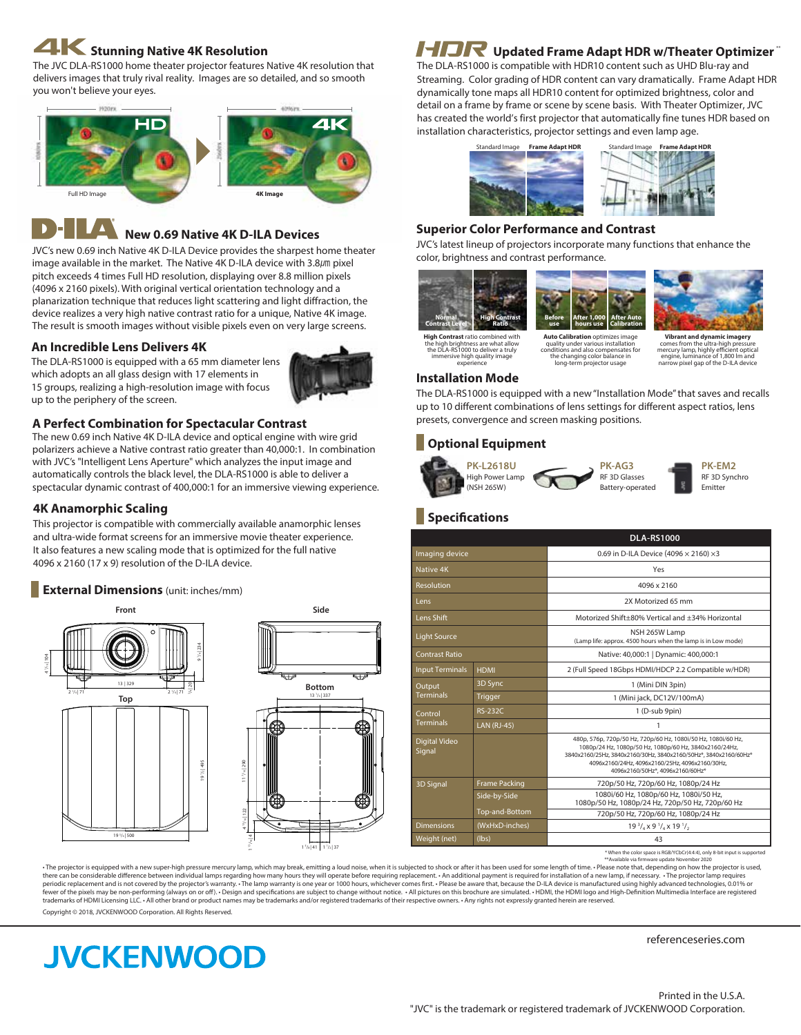## 4K Stunning Native 4K Resolution

The JVC DLA-RS1000 home theater projector features Native 4K resolution that delivers images that truly rival reality. Images are so detailed, and so smooth you won't believe your eyes.

1920px
HD
1080px
Full HD Image

4096px
4K
2160px
4K Image

## D-ILA New 0.69 Native 4K D-ILA Devices

JVC's new 0.69 inch Native 4K D-ILA Device provides the sharpest home theater image available in the market. The Native 4K D-ILA device with 3.8µm pixel pitch exceeds 4 times Full HD resolution, displaying over 8.8 million pixels (4096 x 2160 pixels). With original vertical orientation technology and a planarization technique that reduces light scattering and light diffraction, the device realizes a very high native contrast ratio for a unique, Native 4K image. The result is smooth images without visible pixels even on very large screens.

### An Incredible Lens Delivers 4K

The DLA-RS1000 is equipped with a 65 mm diameter lens which adopts an all glass design with 17 elements in 15 groups, realizing a high-resolution image with focus up to the periphery of the screen.

### A Perfect Combination for Spectacular Contrast

The new 0.69 inch Native 4K D-ILA device and optical engine with wire grid polarizers achieve a Native contrast ratio greater than 40,000:1. In combination with JVC's "Intelligent Lens Aperture" which analyzes the input image and automatically controls the black level, the DLA-RS1000 is able to deliver a spectacular dynamic contrast of 400,000:1 for an immersive viewing experience.

### 4K Anamorphic Scaling

This projector is compatible with commercially available anamorphic lenses and ultra-wide format screens for an immersive movie theater experience. It also features a new scaling mode that is optimized for the full native 4096 x 2160 (17 x 9) resolution of the D-ILA device.

## External Dimensions (unit: inches/mm)

Front
4 1/8 | 104
13 | 329
9 1/4 | 234
2 13/16 | 71
2 13/16 | 71
3/4 | 20

Side

Top
19 1/2 | 495
19 11/16 | 500

Bottom
13 1/4 | 337
11 7/16 | 290
4 13/16 | 122
1 5/8 | 41
1 1/2 | 37
5/16 | 4

## HDR Updated Frame Adapt HDR w/Theater Optimizer**

The DLA-RS1000 is compatible with HDR10 content such as UHD Blu-ray and Streaming. Color grading of HDR content can vary dramatically. Frame Adapt HDR dynamically tone maps all HDR10 content for optimized brightness, color and detail on a frame by frame or scene by scene basis. With Theater Optimizer, JVC has created the world's first projector that automatically fine tunes HDR based on installation characteristics, projector settings and even lamp age.

Standard Image | **Frame Adapt HDR** | Standard Image | **Frame Adapt HDR**

### Superior Color Performance and Contrast

JVC's latest lineup of projectors incorporate many functions that enhance the color, brightness and contrast performance.

Normal Contrast Level | High Contrast Ratio

**High Contrast** ratio combined with the high brightness are what allow the DLA-RS1000 to deliver a truly immersive high quality image experience

Before use | After 1,000 hours use | After Auto Calibration

**Auto Calibration** optimizes image quality under various installation conditions and also compensates for the changing color balance in long-term projector usage

**Vibrant and dynamic imagery** comes from the ultra-high pressure mercury lamp, highly efficient optical engine, luminance of 1,800 lm and narrow pixel gap of the D-ILA device

### Installation Mode

The DLA-RS1000 is equipped with a new "Installation Mode" that saves and recalls up to 10 different combinations of lens settings for different aspect ratios, lens presets, convergence and screen masking positions.

## Optional Equipment

**PK-L2618U**
High Power Lamp (NSH 265W)

**PK-AG3**
RF 3D Glasses Battery-operated

**PK-EM2**
RF 3D Synchro Emitter

## Specifications

| | | DLA-RS1000 |
|---|---|---|
| Imaging device | | 0.69 in D-ILA Device (4096 × 2160) ×3 |
| Native 4K | | Yes |
| Resolution | | 4096 x 2160 |
| Lens | | 2X Motorized 65 mm |
| Lens Shift | | Motorized Shift±80% Vertical and ±34% Horizontal |
| Light Source | | NSH 265W Lamp (Lamp life: approx. 4500 hours when the lamp is in Low mode) |
| Contrast Ratio | | Native: 40,000:1 \| Dynamic: 400,000:1 |
| Input Terminals | HDMI | 2 (Full Speed 18Gbps HDMI/HDCP 2.2 Compatible w/HDR) |
| Output Terminals | 3D Sync | 1 (Mini DIN 3pin) |
| | Trigger | 1 (Mini jack, DC12V/100mA) |
| Control Terminals | RS-232C | 1 (D-sub 9pin) |
| | LAN (RJ-45) | 1 |
| Digital Video Signal | | 480p, 576p, 720p/50 Hz, 720p/60 Hz, 1080i/50 Hz, 1080i/60 Hz, 1080p/24 Hz, 1080p/50 Hz, 1080p/60 Hz, 3840x2160/24Hz, 3840x2160/25Hz, 3840x2160/30Hz, 3840x2160/50Hz*, 3840x2160/60Hz* 4096x2160/24Hz, 4096x2160/25Hz, 4096x2160/30Hz, 4096x2160/50Hz*, 4096x2160/60Hz* |
| 3D Signal | Frame Packing | 720p/50 Hz, 720p/60 Hz, 1080p/24 Hz |
| | Side-by-Side | 1080i/60 Hz, 1080p/60 Hz, 1080i/50 Hz, 1080p/50 Hz, 1080p/24 Hz, 720p/50 Hz, 720p/60 Hz |
| | Top-and-Bottom | 720p/50 Hz, 720p/60 Hz, 1080p/24 Hz |
| Dimensions | (WxHxD-inches) | 19 3/4 x 9 1/4 x 19 1/2 |
| Weight (net) | (lbs) | 43 |

* When the color space is RGB/YCbCr(4:4:4), only 8-bit input is supported
** Available via firmware update November 2020

• The projector is equipped with a new super-high pressure mercury lamp, which may break, emitting a loud noise, when it is subjected to shock or after it has been used for some length of time. • Please note that, depending on how the projector is used, there can be considerable difference between individual lamps regarding how many hours they will operate before requiring replacement. • An additional payment is required for installation of a new lamp, if necessary. • The projector lamp requires periodic replacement and is not covered by the projector's warranty. • The lamp warranty is one year or 1000 hours, whichever comes first. • Please be aware that, because the D-ILA device is manufactured using highly advanced technologies, 0.01% or fewer of the pixels may be non-performing (always on or off). • Design and specifications are subject to change without notice. • All pictures on this brochure are simulated. • HDMI, the HDMI logo and High-Definition Multimedia Interface are registered trademarks of HDMI Licensing LLC. • All other brand or product names may be trademarks and/or registered trademarks of their respective owners. • Any rights not expressly granted herein are reserved.

Copyright © 2018, JVCKENWOOD Corporation. All Rights Reserved.

JVCKENWOOD

referenceseries.com

Printed in the U.S.A.
"JVC" is the trademark or registered trademark of JVCKENWOOD Corporation.